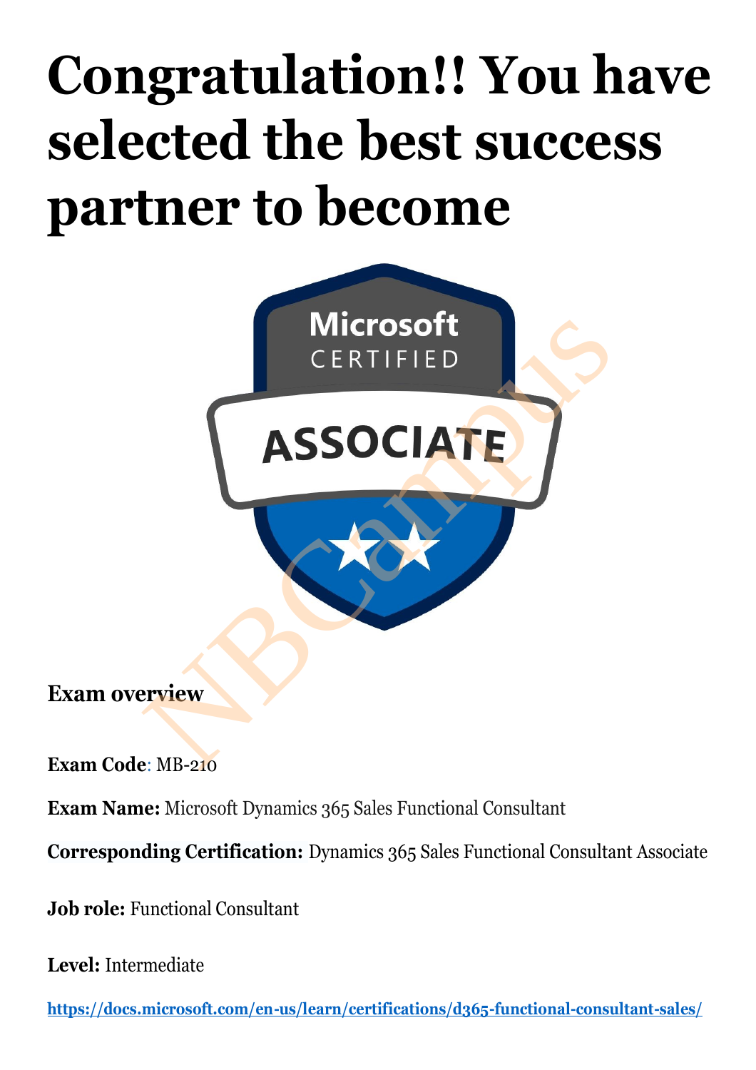# Congratulation!! You have selected the best success partner to become

**Exam overview**

**Exam Code**: MB-210

**Exam Name:** Microsoft Dynamics 365 Sales Functional Consultant

**Corresponding Certification:** Dynamics 365 Sales Functional Consultant Associate

**Job role:** Functional Consultant

**Level:** Intermediate

**https://docs.microsoft.com/en-us/learn/certifications/d365-functional-consultant-sales/**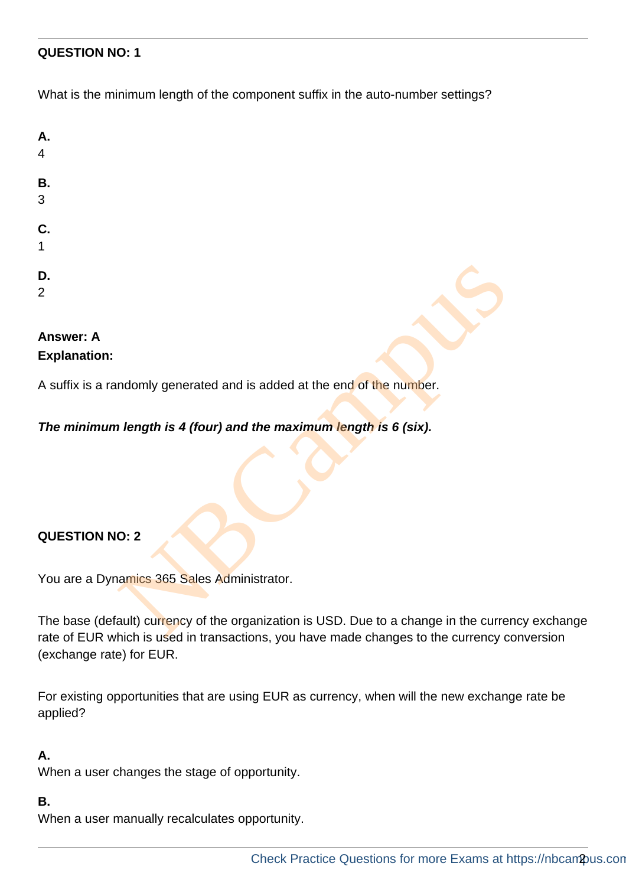**QUESTION NO: 1**

What is the minimum length of the component suffix in the auto-number settings?

**A.**
4

**B.**
3

**C.**
1

**D.**
2

**Answer: A**
**Explanation:**

A suffix is a randomly generated and is added at the end of the number.

***The minimum length is 4 (four) and the maximum length is 6 (six).***

**QUESTION NO: 2**

You are a Dynamics 365 Sales Administrator.

The base (default) currency of the organization is USD. Due to a change in the currency exchange rate of EUR which is used in transactions, you have made changes to the currency conversion (exchange rate) for EUR.

For existing opportunities that are using EUR as currency, when will the new exchange rate be applied?

**A.**
When a user changes the stage of opportunity.

**B.**
When a user manually recalculates opportunity.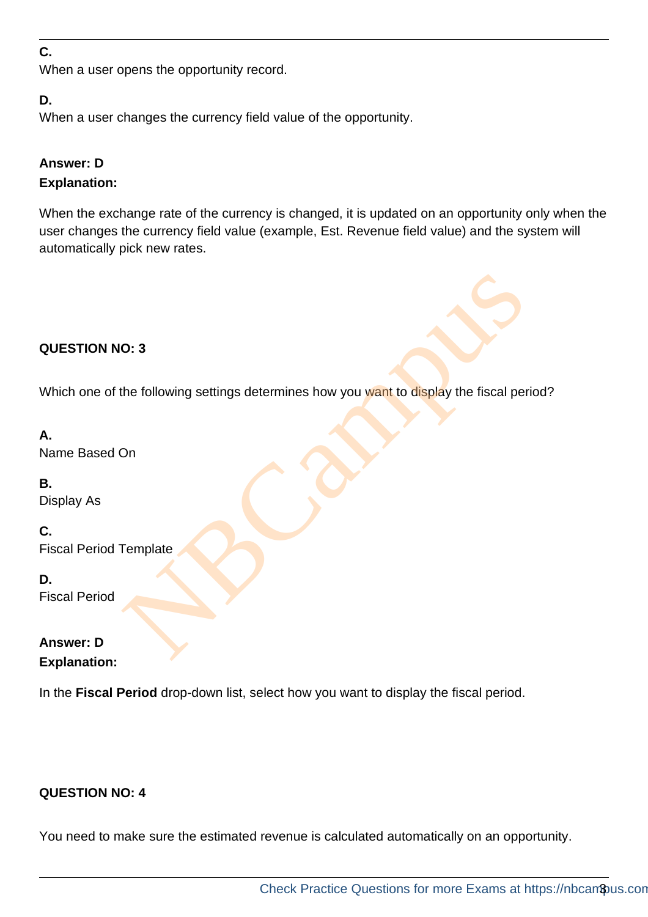**C.**
When a user opens the opportunity record.

**D.**
When a user changes the currency field value of the opportunity.

**Answer: D**
**Explanation:**

When the exchange rate of the currency is changed, it is updated on an opportunity only when the user changes the currency field value (example, Est. Revenue field value) and the system will automatically pick new rates.

**QUESTION NO: 3**

Which one of the following settings determines how you want to display the fiscal period?

**A.**
Name Based On

**B.**
Display As

**C.**
Fiscal Period Template

**D.**
Fiscal Period

**Answer: D**
**Explanation:**

In the **Fiscal Period** drop-down list, select how you want to display the fiscal period.

**QUESTION NO: 4**

You need to make sure the estimated revenue is calculated automatically on an opportunity.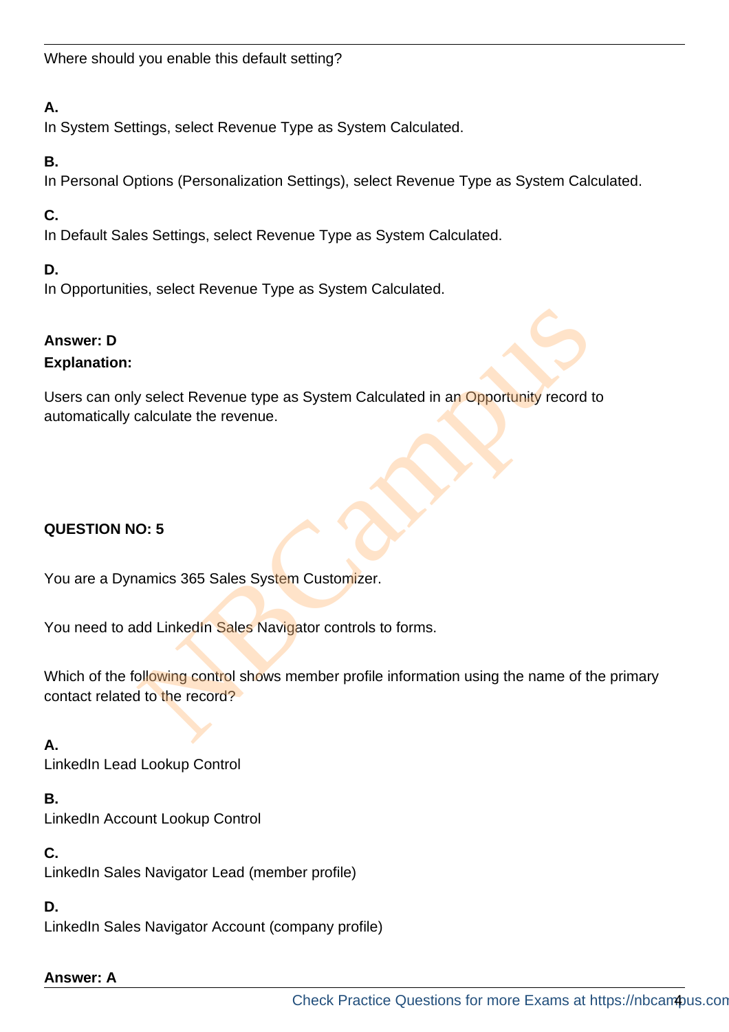Where should you enable this default setting?

**A.**
In System Settings, select Revenue Type as System Calculated.

**B.**
In Personal Options (Personalization Settings), select Revenue Type as System Calculated.

**C.**
In Default Sales Settings, select Revenue Type as System Calculated.

**D.**
In Opportunities, select Revenue Type as System Calculated.

**Answer: D**
**Explanation:**

Users can only select Revenue type as System Calculated in an Opportunity record to automatically calculate the revenue.

**QUESTION NO: 5**

You are a Dynamics 365 Sales System Customizer.

You need to add LinkedIn Sales Navigator controls to forms.

Which of the following control shows member profile information using the name of the primary contact related to the record?

**A.**
LinkedIn Lead Lookup Control

**B.**
LinkedIn Account Lookup Control

**C.**
LinkedIn Sales Navigator Lead (member profile)

**D.**
LinkedIn Sales Navigator Account (company profile)

**Answer: A**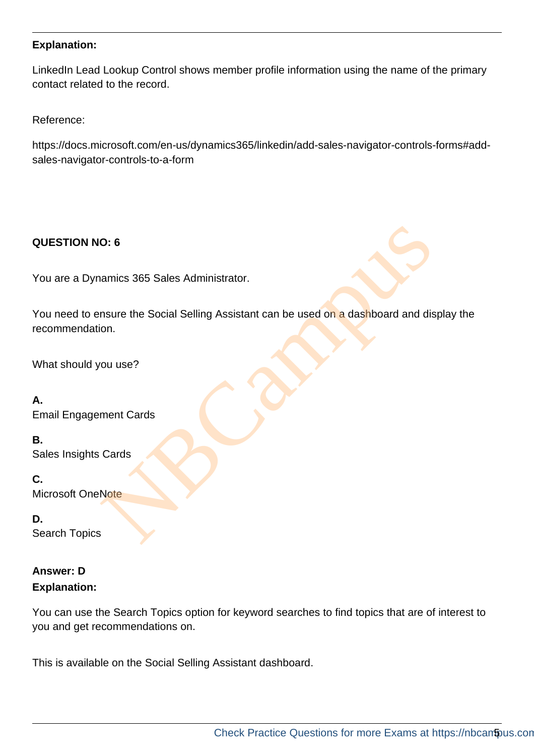**Explanation:**

LinkedIn Lead Lookup Control shows member profile information using the name of the primary contact related to the record.

Reference:

https://docs.microsoft.com/en-us/dynamics365/linkedin/add-sales-navigator-controls-forms#add-sales-navigator-controls-to-a-form

**QUESTION NO: 6**

You are a Dynamics 365 Sales Administrator.

You need to ensure the Social Selling Assistant can be used on a dashboard and display the recommendation.

What should you use?

**A.**
Email Engagement Cards

**B.**
Sales Insights Cards

**C.**
Microsoft OneNote

**D.**
Search Topics

**Answer: D**

**Explanation:**

You can use the Search Topics option for keyword searches to find topics that are of interest to you and get recommendations on.

This is available on the Social Selling Assistant dashboard.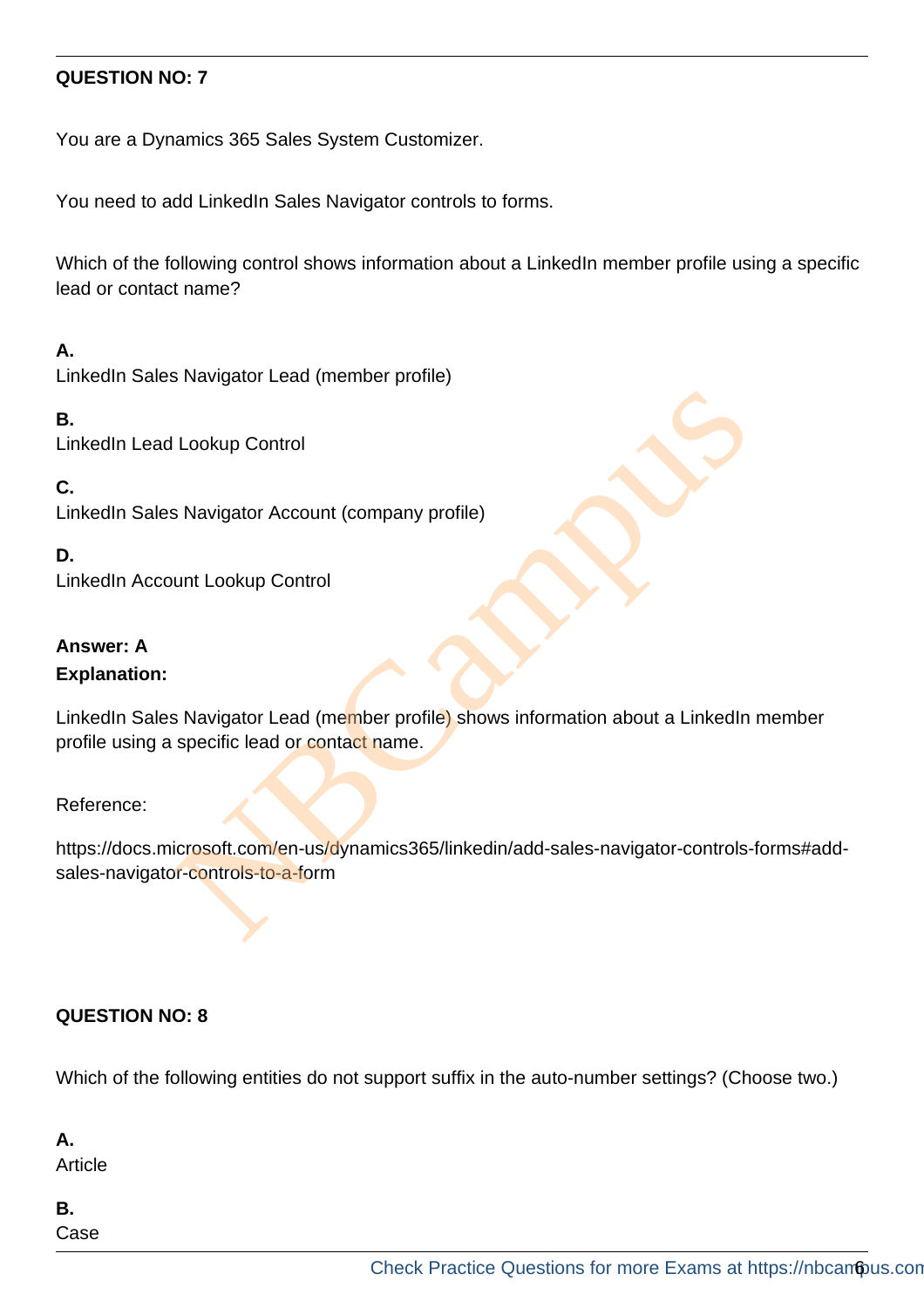**QUESTION NO: 7**

You are a Dynamics 365 Sales System Customizer.

You need to add LinkedIn Sales Navigator controls to forms.

Which of the following control shows information about a LinkedIn member profile using a specific lead or contact name?

**A.**
LinkedIn Sales Navigator Lead (member profile)

**B.**
LinkedIn Lead Lookup Control

**C.**
LinkedIn Sales Navigator Account (company profile)

**D.**
LinkedIn Account Lookup Control

**Answer: A**

**Explanation:**

LinkedIn Sales Navigator Lead (member profile) shows information about a LinkedIn member profile using a specific lead or contact name.

Reference:

https://docs.microsoft.com/en-us/dynamics365/linkedin/add-sales-navigator-controls-forms#add-sales-navigator-controls-to-a-form

**QUESTION NO: 8**

Which of the following entities do not support suffix in the auto-number settings? (Choose two.)

**A.**
Article

**B.**
Case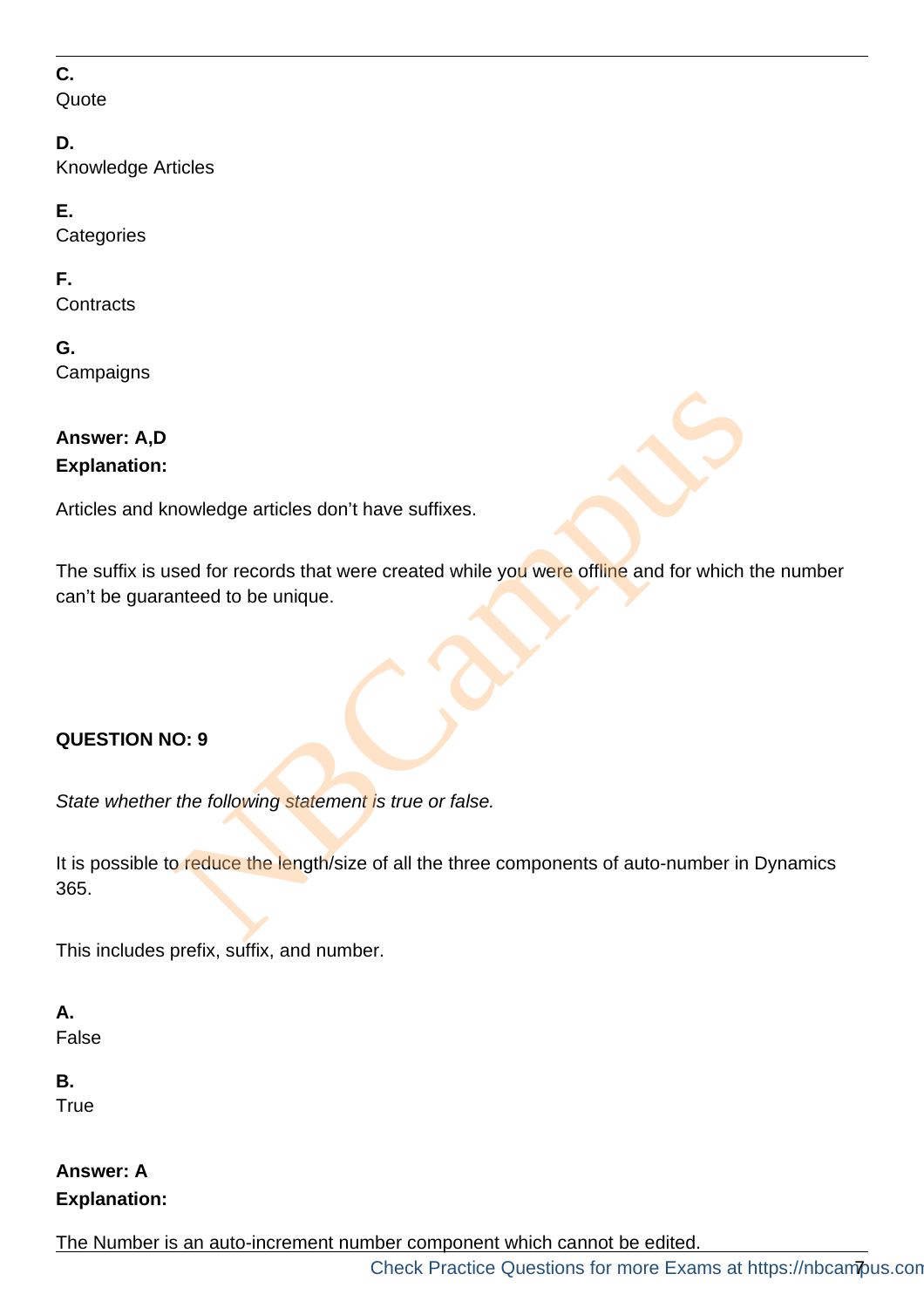**C.**
Quote

**D.**
Knowledge Articles

**E.**
Categories

**F.**
Contracts

**G.**
Campaigns

**Answer: A,D**
**Explanation:**

Articles and knowledge articles don’t have suffixes.

The suffix is used for records that were created while you were offline and for which the number can’t be guaranteed to be unique.

**QUESTION NO: 9**

*State whether the following statement is true or false.*

It is possible to reduce the length/size of all the three components of auto-number in Dynamics 365.

This includes prefix, suffix, and number.

**A.**
False

**B.**
True

**Answer: A**
**Explanation:**

The Number is an auto-increment number component which cannot be edited.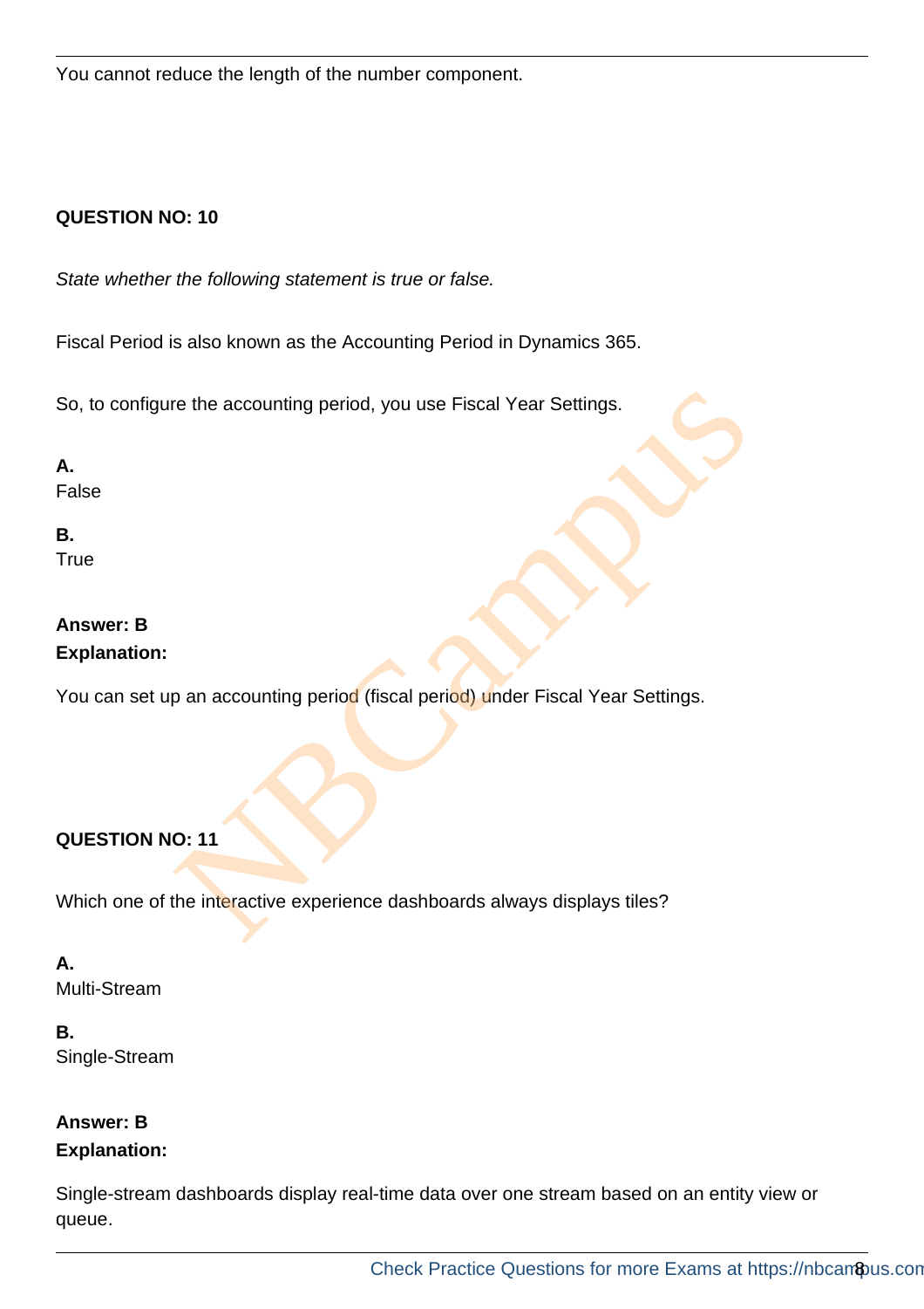You cannot reduce the length of the number component.

**QUESTION NO: 10**

*State whether the following statement is true or false.*

Fiscal Period is also known as the Accounting Period in Dynamics 365.

So, to configure the accounting period, you use Fiscal Year Settings.

**A.**
False

**B.**
True

**Answer: B**
**Explanation:**

You can set up an accounting period (fiscal period) under Fiscal Year Settings.

**QUESTION NO: 11**

Which one of the interactive experience dashboards always displays tiles?

**A.**
Multi-Stream

**B.**
Single-Stream

**Answer: B**
**Explanation:**

Single-stream dashboards display real-time data over one stream based on an entity view or queue.